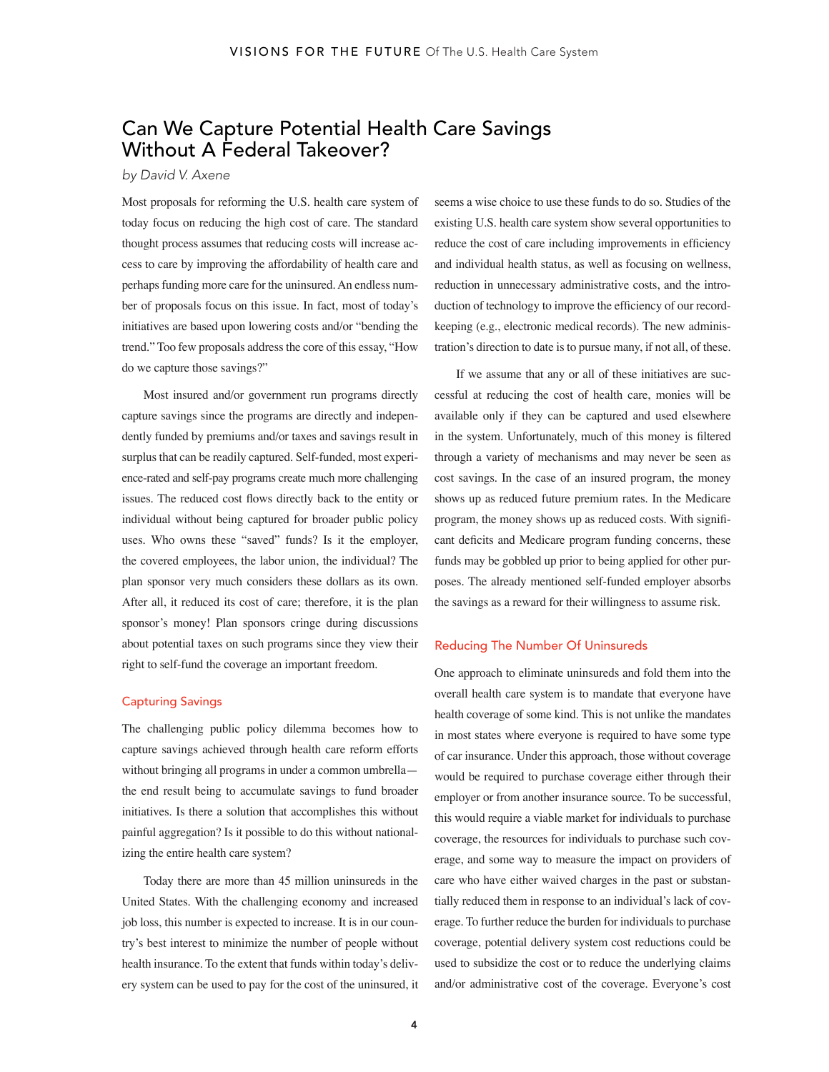# Can We Capture Potential Health Care Savings Without A Federal Takeover?

*by David V. Axene*

Most proposals for reforming the U.S. health care system of today focus on reducing the high cost of care. The standard thought process assumes that reducing costs will increase access to care by improving the affordability of health care and perhaps funding more care for the uninsured. An endless number of proposals focus on this issue. In fact, most of today's initiatives are based upon lowering costs and/or "bending the trend." Too few proposals address the core of this essay, "How do we capture those savings?"

Most insured and/or government run programs directly capture savings since the programs are directly and independently funded by premiums and/or taxes and savings result in surplus that can be readily captured. Self-funded, most experience-rated and self-pay programs create much more challenging issues. The reduced cost flows directly back to the entity or individual without being captured for broader public policy uses. Who owns these "saved" funds? Is it the employer, the covered employees, the labor union, the individual? The plan sponsor very much considers these dollars as its own. After all, it reduced its cost of care; therefore, it is the plan sponsor's money! Plan sponsors cringe during discussions about potential taxes on such programs since they view their right to self-fund the coverage an important freedom.

## Capturing Savings

The challenging public policy dilemma becomes how to capture savings achieved through health care reform efforts without bringing all programs in under a common umbrella—the end result being to accumulate savings to fund broader initiatives. Is there a solution that accomplishes this without painful aggregation? Is it possible to do this without nationalizing the entire health care system?

Today there are more than 45 million uninsureds in the United States. With the challenging economy and increased job loss, this number is expected to increase. It is in our country's best interest to minimize the number of people without health insurance. To the extent that funds within today's delivery system can be used to pay for the cost of the uninsured, it seems a wise choice to use these funds to do so. Studies of the existing U.S. health care system show several opportunities to reduce the cost of care including improvements in efficiency and individual health status, as well as focusing on wellness, reduction in unnecessary administrative costs, and the introduction of technology to improve the efficiency of our recordkeeping (e.g., electronic medical records). The new administration's direction to date is to pursue many, if not all, of these.

If we assume that any or all of these initiatives are successful at reducing the cost of health care, monies will be available only if they can be captured and used elsewhere in the system. Unfortunately, much of this money is filtered through a variety of mechanisms and may never be seen as cost savings. In the case of an insured program, the money shows up as reduced future premium rates. In the Medicare program, the money shows up as reduced costs. With significant deficits and Medicare program funding concerns, these funds may be gobbled up prior to being applied for other purposes. The already mentioned self-funded employer absorbs the savings as a reward for their willingness to assume risk.

## Reducing The Number Of Uninsureds

One approach to eliminate uninsureds and fold them into the overall health care system is to mandate that everyone have health coverage of some kind. This is not unlike the mandates in most states where everyone is required to have some type of car insurance. Under this approach, those without coverage would be required to purchase coverage either through their employer or from another insurance source. To be successful, this would require a viable market for individuals to purchase coverage, the resources for individuals to purchase such coverage, and some way to measure the impact on providers of care who have either waived charges in the past or substantially reduced them in response to an individual's lack of coverage. To further reduce the burden for individuals to purchase coverage, potential delivery system cost reductions could be used to subsidize the cost or to reduce the underlying claims and/or administrative cost of the coverage. Everyone's cost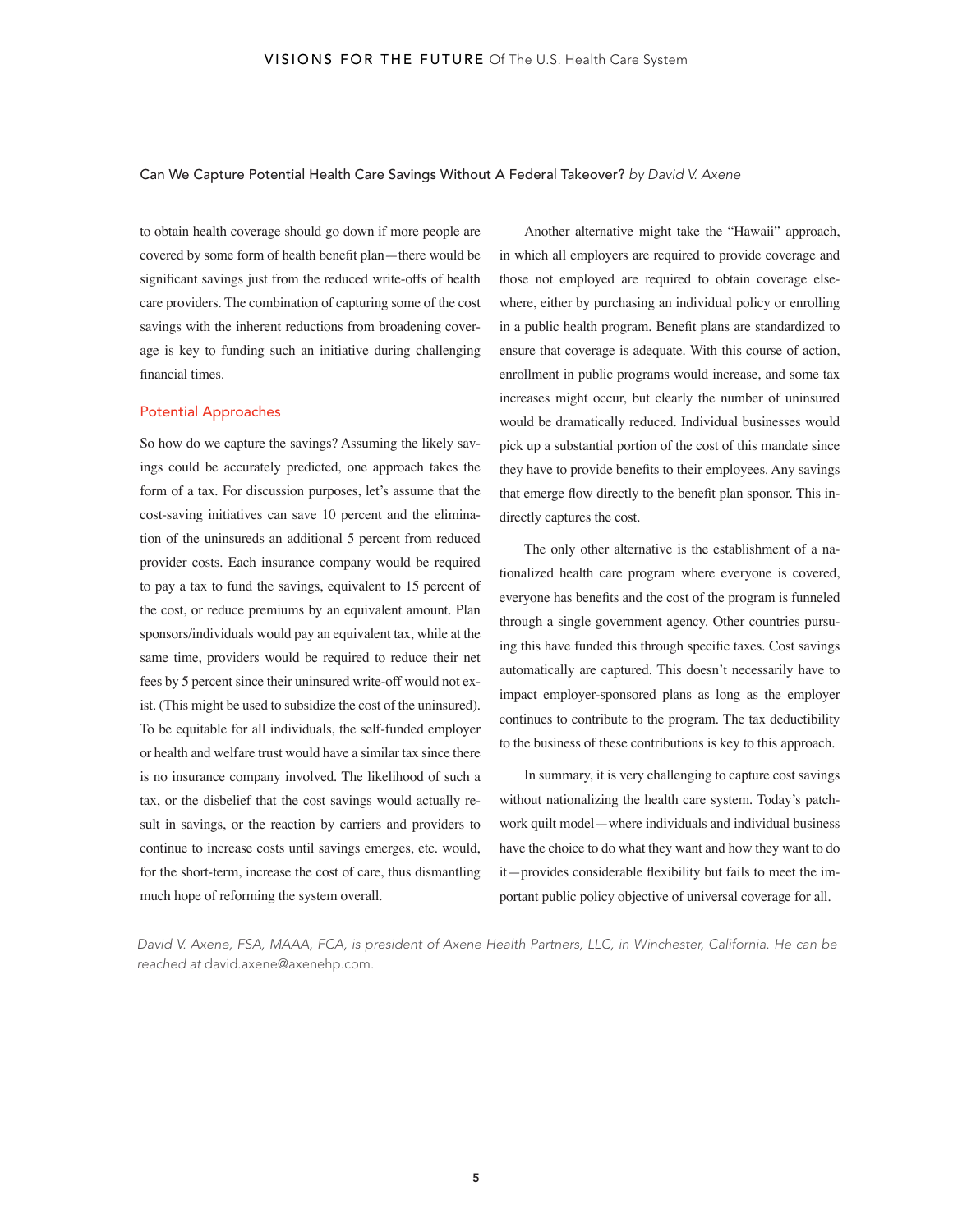to obtain health coverage should go down if more people are covered by some form of health benefit plan—there would be significant savings just from the reduced write-offs of health care providers. The combination of capturing some of the cost savings with the inherent reductions from broadening coverage is key to funding such an initiative during challenging financial times.

## Potential Approaches

So how do we capture the savings? Assuming the likely savings could be accurately predicted, one approach takes the form of a tax. For discussion purposes, let's assume that the cost-saving initiatives can save 10 percent and the elimination of the uninsureds an additional 5 percent from reduced provider costs. Each insurance company would be required to pay a tax to fund the savings, equivalent to 15 percent of the cost, or reduce premiums by an equivalent amount. Plan sponsors/individuals would pay an equivalent tax, while at the same time, providers would be required to reduce their net fees by 5 percent since their uninsured write-off would not exist. (This might be used to subsidize the cost of the uninsured). To be equitable for all individuals, the self-funded employer or health and welfare trust would have a similar tax since there is no insurance company involved. The likelihood of such a tax, or the disbelief that the cost savings would actually result in savings, or the reaction by carriers and providers to continue to increase costs until savings emerges, etc. would, for the short-term, increase the cost of care, thus dismantling much hope of reforming the system overall.

Another alternative might take the "Hawaii" approach, in which all employers are required to provide coverage and those not employed are required to obtain coverage elsewhere, either by purchasing an individual policy or enrolling in a public health program. Benefit plans are standardized to ensure that coverage is adequate. With this course of action, enrollment in public programs would increase, and some tax increases might occur, but clearly the number of uninsured would be dramatically reduced. Individual businesses would pick up a substantial portion of the cost of this mandate since they have to provide benefits to their employees. Any savings that emerge flow directly to the benefit plan sponsor. This indirectly captures the cost.

The only other alternative is the establishment of a nationalized health care program where everyone is covered, everyone has benefits and the cost of the program is funneled through a single government agency. Other countries pursuing this have funded this through specific taxes. Cost savings automatically are captured. This doesn't necessarily have to impact employer-sponsored plans as long as the employer continues to contribute to the program. The tax deductibility to the business of these contributions is key to this approach.

In summary, it is very challenging to capture cost savings without nationalizing the health care system. Today's patchwork quilt model—where individuals and individual business have the choice to do what they want and how they want to do it—provides considerable flexibility but fails to meet the important public policy objective of universal coverage for all.

*David V. Axene, FSA, MAAA, FCA, is president of Axene Health Partners, LLC, in Winchester, California. He can be reached at* david.axene@axenehp.com.